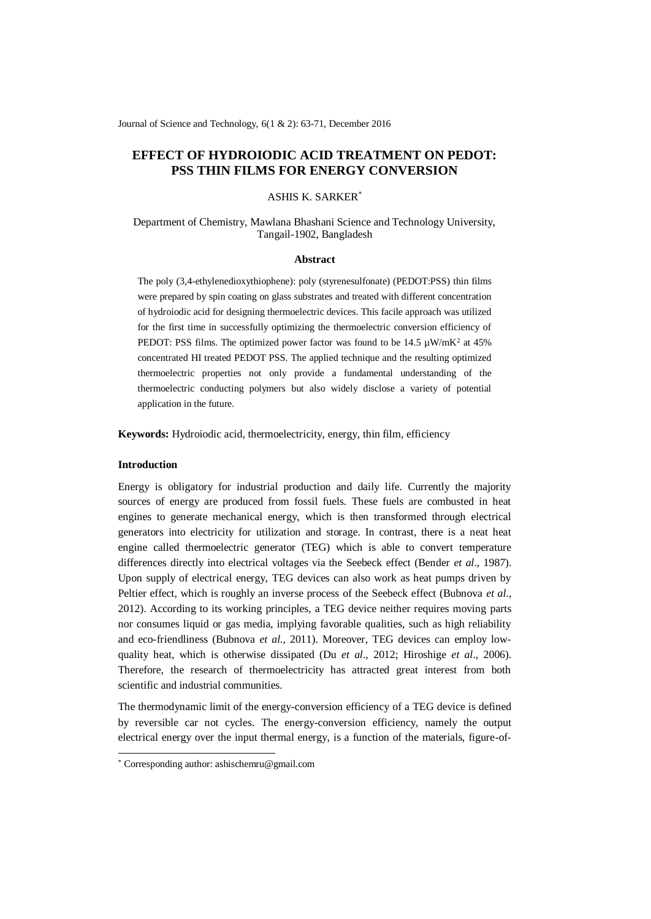# EFFECT OF HYDROIODIC ACID TREATMENT ON PEDOT: PSS THIN FILMS FOR ENERGY CONVERSION

ASHIS K. SARKER[*]

Department of Chemistry, Mawlana Bhashani Science and Technology University, Tangail-1902, Bangladesh

## Abstract

The poly (3,4-ethylenedioxythiophene): poly (styrenesulfonate) (PEDOT:PSS) thin films were prepared by spin coating on glass substrates and treated with different concentration of hydroiodic acid for designing thermoelectric devices. This facile approach was utilized for the first time in successfully optimizing the thermoelectric conversion efficiency of PEDOT: PSS films. The optimized power factor was found to be 14.5 μW/mK$^2$ at 45% concentrated HI treated PEDOT PSS. The applied technique and the resulting optimized thermoelectric properties not only provide a fundamental understanding of the thermoelectric conducting polymers but also widely disclose a variety of potential application in the future.

**Keywords:** Hydroiodic acid, thermoelectricity, energy, thin film, efficiency

## Introduction

Energy is obligatory for industrial production and daily life. Currently the majority sources of energy are produced from fossil fuels. These fuels are combusted in heat engines to generate mechanical energy, which is then transformed through electrical generators into electricity for utilization and storage. In contrast, there is a neat heat engine called thermoelectric generator (TEG) which is able to convert temperature differences directly into electrical voltages via the Seebeck effect (Bender *et al*., 1987). Upon supply of electrical energy, TEG devices can also work as heat pumps driven by Peltier effect, which is roughly an inverse process of the Seebeck effect (Bubnova *et al*., 2012). According to its working principles, a TEG device neither requires moving parts nor consumes liquid or gas media, implying favorable qualities, such as high reliability and eco-friendliness (Bubnova *et al.*, 2011). Moreover, TEG devices can employ low-quality heat, which is otherwise dissipated (Du *et al*., 2012; Hiroshige *et al*., 2006). Therefore, the research of thermoelectricity has attracted great interest from both scientific and industrial communities.

The thermodynamic limit of the energy-conversion efficiency of a TEG device is defined by reversible car not cycles. The energy-conversion efficiency, namely the output electrical energy over the input thermal energy, is a function of the materials, figure-of-

[*] Corresponding author: ashischemru@gmail.com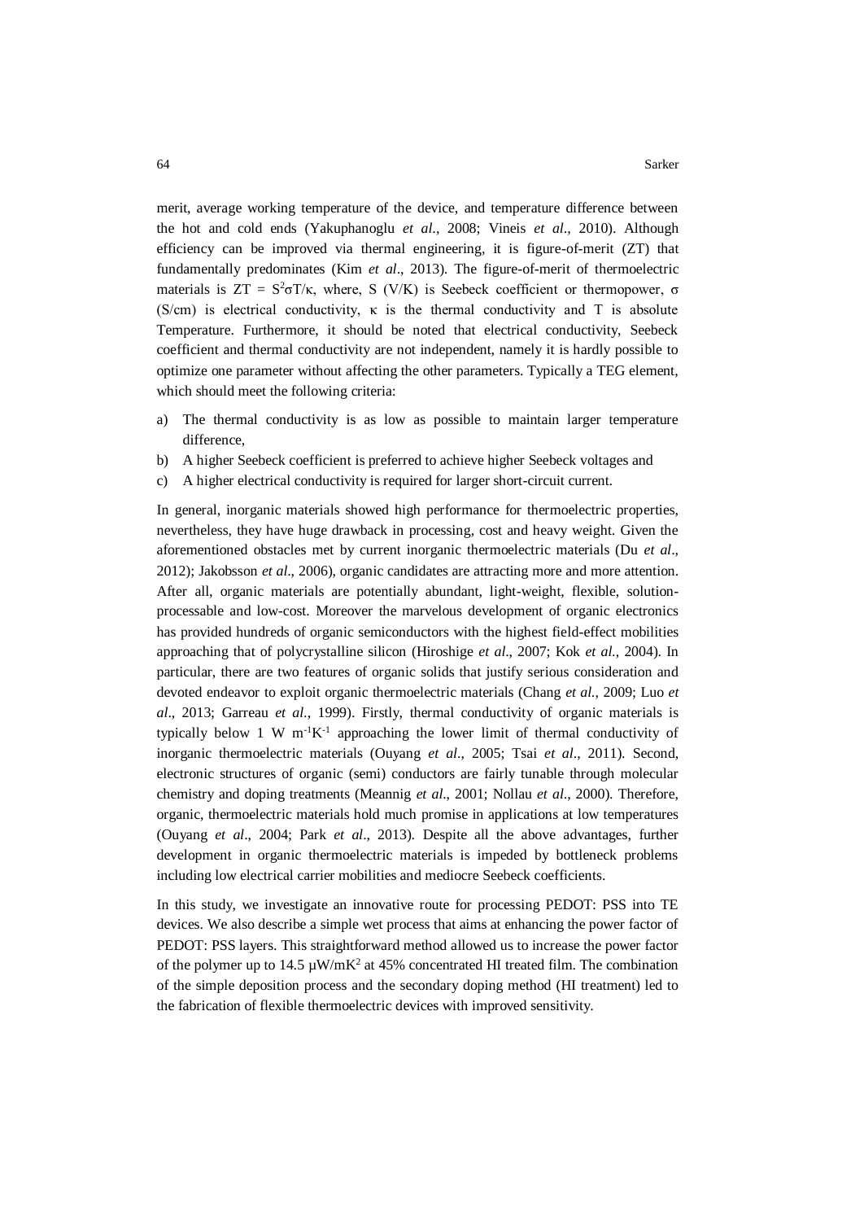merit, average working temperature of the device, and temperature difference between the hot and cold ends (Yakuphanoglu *et al*., 2008; Vineis *et al*., 2010). Although efficiency can be improved via thermal engineering, it is figure-of-merit (ZT) that fundamentally predominates (Kim *et al*., 2013). The figure-of-merit of thermoelectric materials is $ZT = S^2\sigma T/\kappa$, where, S (V/K) is Seebeck coefficient or thermopower, $\sigma$ (S/cm) is electrical conductivity, $\kappa$ is the thermal conductivity and T is absolute Temperature. Furthermore, it should be noted that electrical conductivity, Seebeck coefficient and thermal conductivity are not independent, namely it is hardly possible to optimize one parameter without affecting the other parameters. Typically a TEG element, which should meet the following criteria:

a) The thermal conductivity is as low as possible to maintain larger temperature difference,
b) A higher Seebeck coefficient is preferred to achieve higher Seebeck voltages and
c) A higher electrical conductivity is required for larger short-circuit current.

In general, inorganic materials showed high performance for thermoelectric properties, nevertheless, they have huge drawback in processing, cost and heavy weight. Given the aforementioned obstacles met by current inorganic thermoelectric materials (Du *et al*., 2012); Jakobsson *et al*., 2006), organic candidates are attracting more and more attention. After all, organic materials are potentially abundant, light-weight, flexible, solution-processable and low-cost. Moreover the marvelous development of organic electronics has provided hundreds of organic semiconductors with the highest field-effect mobilities approaching that of polycrystalline silicon (Hiroshige *et al*., 2007; Kok *et al*., 2004). In particular, there are two features of organic solids that justify serious consideration and devoted endeavor to exploit organic thermoelectric materials (Chang *et al*., 2009; Luo *et al*., 2013; Garreau *et al*., 1999). Firstly, thermal conductivity of organic materials is typically below 1 W $m^{-1}K^{-1}$ approaching the lower limit of thermal conductivity of inorganic thermoelectric materials (Ouyang *et al*., 2005; Tsai *et al*., 2011). Second, electronic structures of organic (semi) conductors are fairly tunable through molecular chemistry and doping treatments (Meannig *et al*., 2001; Nollau *et al*., 2000). Therefore, organic, thermoelectric materials hold much promise in applications at low temperatures (Ouyang *et al*., 2004; Park *et al*., 2013). Despite all the above advantages, further development in organic thermoelectric materials is impeded by bottleneck problems including low electrical carrier mobilities and mediocre Seebeck coefficients.

In this study, we investigate an innovative route for processing PEDOT: PSS into TE devices. We also describe a simple wet process that aims at enhancing the power factor of PEDOT: PSS layers. This straightforward method allowed us to increase the power factor of the polymer up to 14.5 μW/m$K^2$ at 45% concentrated HI treated film. The combination of the simple deposition process and the secondary doping method (HI treatment) led to the fabrication of flexible thermoelectric devices with improved sensitivity.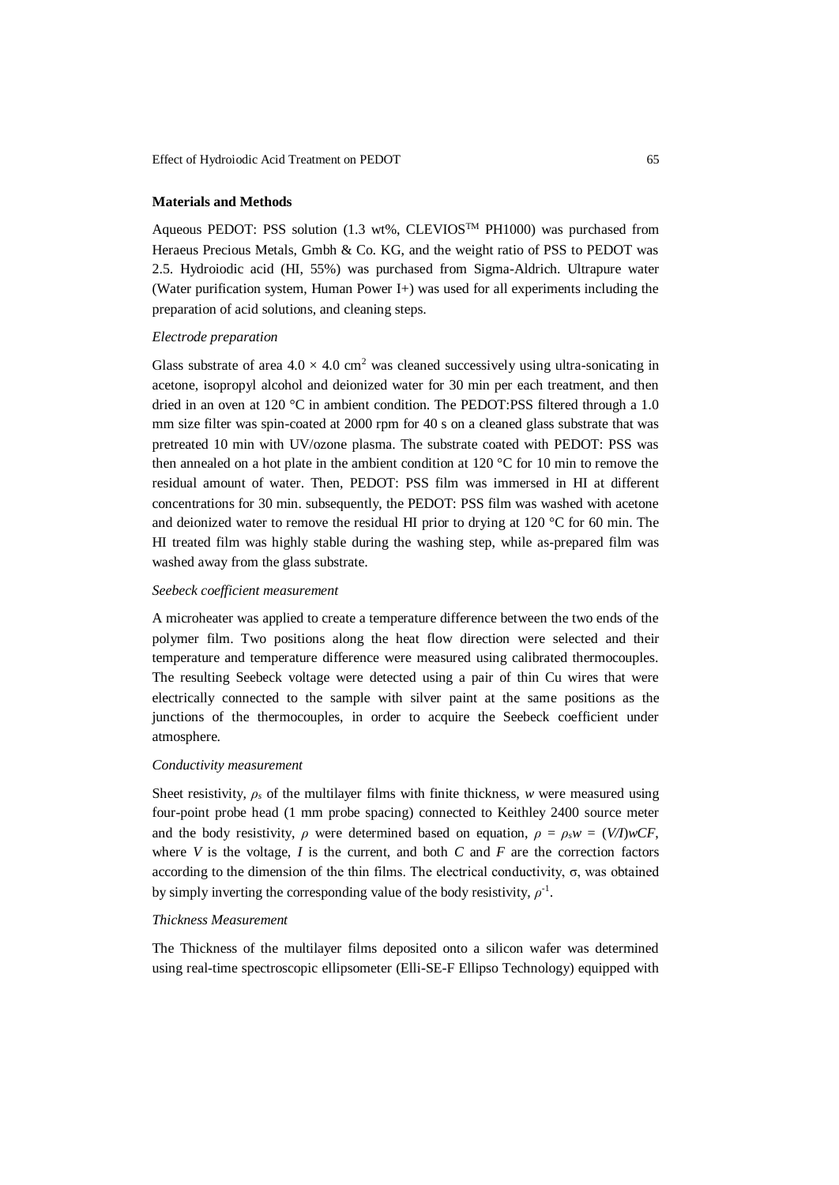## Materials and Methods

Aqueous PEDOT: PSS solution (1.3 wt%, CLEVIOS$^{TM}$ PH1000) was purchased from Heraeus Precious Metals, Gmbh & Co. KG, and the weight ratio of PSS to PEDOT was 2.5. Hydroiodic acid (HI, 55%) was purchased from Sigma-Aldrich. Ultrapure water (Water purification system, Human Power I+) was used for all experiments including the preparation of acid solutions, and cleaning steps.

*Electrode preparation*

Glass substrate of area $4.0 \times 4.0$ cm$^2$ was cleaned successively using ultra-sonicating in acetone, isopropyl alcohol and deionized water for 30 min per each treatment, and then dried in an oven at 120 °C in ambient condition. The PEDOT:PSS filtered through a 1.0 mm size filter was spin-coated at 2000 rpm for 40 s on a cleaned glass substrate that was pretreated 10 min with UV/ozone plasma. The substrate coated with PEDOT: PSS was then annealed on a hot plate in the ambient condition at 120 °C for 10 min to remove the residual amount of water. Then, PEDOT: PSS film was immersed in HI at different concentrations for 30 min. subsequently, the PEDOT: PSS film was washed with acetone and deionized water to remove the residual HI prior to drying at 120 °C for 60 min. The HI treated film was highly stable during the washing step, while as-prepared film was washed away from the glass substrate.

*Seebeck coefficient measurement*

A microheater was applied to create a temperature difference between the two ends of the polymer film. Two positions along the heat flow direction were selected and their temperature and temperature difference were measured using calibrated thermocouples. The resulting Seebeck voltage were detected using a pair of thin Cu wires that were electrically connected to the sample with silver paint at the same positions as the junctions of the thermocouples, in order to acquire the Seebeck coefficient under atmosphere.

*Conductivity measurement*

Sheet resistivity, $\rho_s$ of the multilayer films with finite thickness, $w$ were measured using four-point probe head (1 mm probe spacing) connected to Keithley 2400 source meter and the body resistivity, $\rho$ were determined based on equation, $\rho = \rho_s w = (V/I)wCF$, where $V$ is the voltage, $I$ is the current, and both $C$ and $F$ are the correction factors according to the dimension of the thin films. The electrical conductivity, σ, was obtained by simply inverting the corresponding value of the body resistivity, $\rho^{-1}$.

*Thickness Measurement*

The Thickness of the multilayer films deposited onto a silicon wafer was determined using real-time spectroscopic ellipsometer (Elli-SE-F Ellipso Technology) equipped with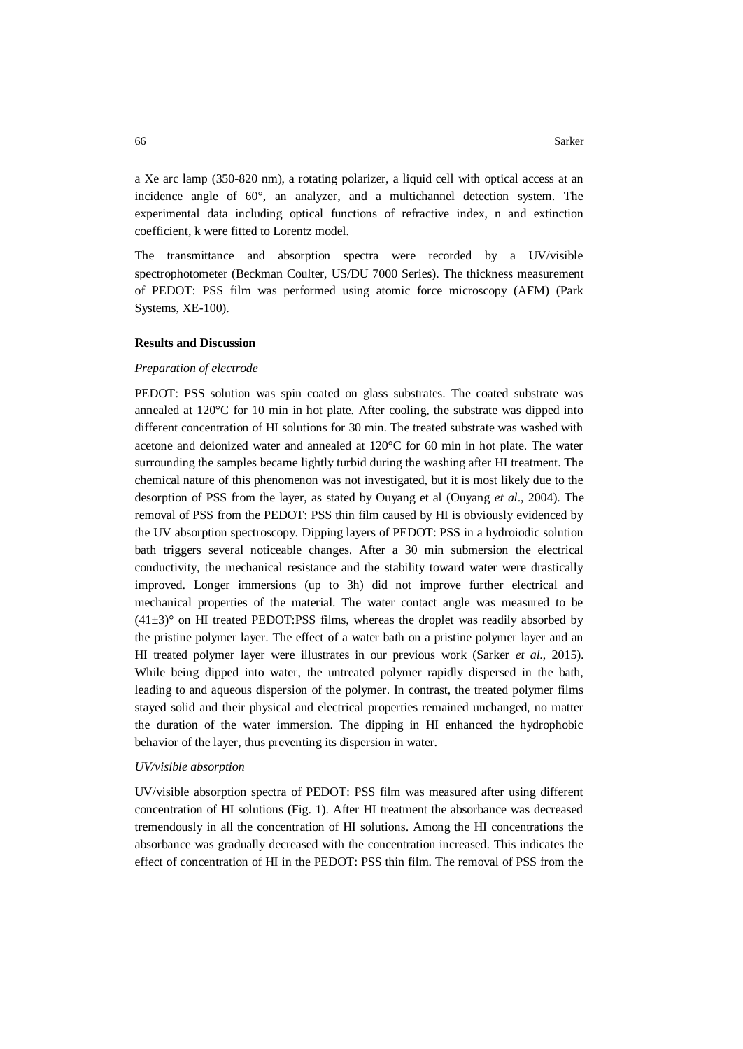a Xe arc lamp (350-820 nm), a rotating polarizer, a liquid cell with optical access at an incidence angle of 60°, an analyzer, and a multichannel detection system. The experimental data including optical functions of refractive index, n and extinction coefficient, k were fitted to Lorentz model.

The transmittance and absorption spectra were recorded by a UV/visible spectrophotometer (Beckman Coulter, US/DU 7000 Series). The thickness measurement of PEDOT: PSS film was performed using atomic force microscopy (AFM) (Park Systems, XE-100).

**Results and Discussion**

*Preparation of electrode*

PEDOT: PSS solution was spin coated on glass substrates. The coated substrate was annealed at 120°C for 10 min in hot plate. After cooling, the substrate was dipped into different concentration of HI solutions for 30 min. The treated substrate was washed with acetone and deionized water and annealed at 120°C for 60 min in hot plate. The water surrounding the samples became lightly turbid during the washing after HI treatment. The chemical nature of this phenomenon was not investigated, but it is most likely due to the desorption of PSS from the layer, as stated by Ouyang et al (Ouyang *et al*., 2004). The removal of PSS from the PEDOT: PSS thin film caused by HI is obviously evidenced by the UV absorption spectroscopy. Dipping layers of PEDOT: PSS in a hydroiodic solution bath triggers several noticeable changes. After a 30 min submersion the electrical conductivity, the mechanical resistance and the stability toward water were drastically improved. Longer immersions (up to 3h) did not improve further electrical and mechanical properties of the material. The water contact angle was measured to be (41±3)° on HI treated PEDOT:PSS films, whereas the droplet was readily absorbed by the pristine polymer layer. The effect of a water bath on a pristine polymer layer and an HI treated polymer layer were illustrates in our previous work (Sarker *et al*., 2015). While being dipped into water, the untreated polymer rapidly dispersed in the bath, leading to and aqueous dispersion of the polymer. In contrast, the treated polymer films stayed solid and their physical and electrical properties remained unchanged, no matter the duration of the water immersion. The dipping in HI enhanced the hydrophobic behavior of the layer, thus preventing its dispersion in water.

*UV/visible absorption*

UV/visible absorption spectra of PEDOT: PSS film was measured after using different concentration of HI solutions (Fig. 1). After HI treatment the absorbance was decreased tremendously in all the concentration of HI solutions. Among the HI concentrations the absorbance was gradually decreased with the concentration increased. This indicates the effect of concentration of HI in the PEDOT: PSS thin film. The removal of PSS from the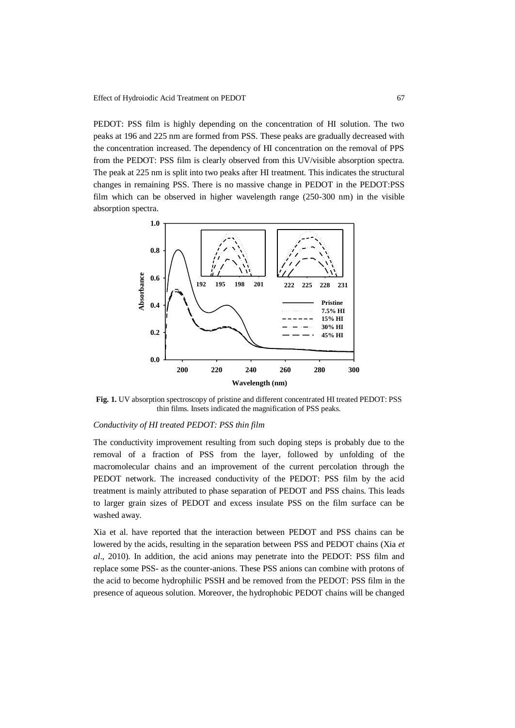PEDOT: PSS film is highly depending on the concentration of HI solution. The two peaks at 196 and 225 nm are formed from PSS. These peaks are gradually decreased with the concentration increased. The dependency of HI concentration on the removal of PPS from the PEDOT: PSS film is clearly observed from this UV/visible absorption spectra. The peak at 225 nm is split into two peaks after HI treatment. This indicates the structural changes in remaining PSS. There is no massive change in PEDOT in the PEDOT:PSS film which can be observed in higher wavelength range (250-300 nm) in the visible absorption spectra.

**Fig. 1.** UV absorption spectroscopy of pristine and different concentrated HI treated PEDOT: PSS thin films. Insets indicated the magnification of PSS peaks.

*Conductivity of HI treated PEDOT: PSS thin film*

The conductivity improvement resulting from such doping steps is probably due to the removal of a fraction of PSS from the layer, followed by unfolding of the macromolecular chains and an improvement of the current percolation through the PEDOT network. The increased conductivity of the PEDOT: PSS film by the acid treatment is mainly attributed to phase separation of PEDOT and PSS chains. This leads to larger grain sizes of PEDOT and excess insulate PSS on the film surface can be washed away.

Xia et al. have reported that the interaction between PEDOT and PSS chains can be lowered by the acids, resulting in the separation between PSS and PEDOT chains (Xia *et al*., 2010). In addition, the acid anions may penetrate into the PEDOT: PSS film and replace some PSS- as the counter-anions. These PSS anions can combine with protons of the acid to become hydrophilic PSSH and be removed from the PEDOT: PSS film in the presence of aqueous solution. Moreover, the hydrophobic PEDOT chains will be changed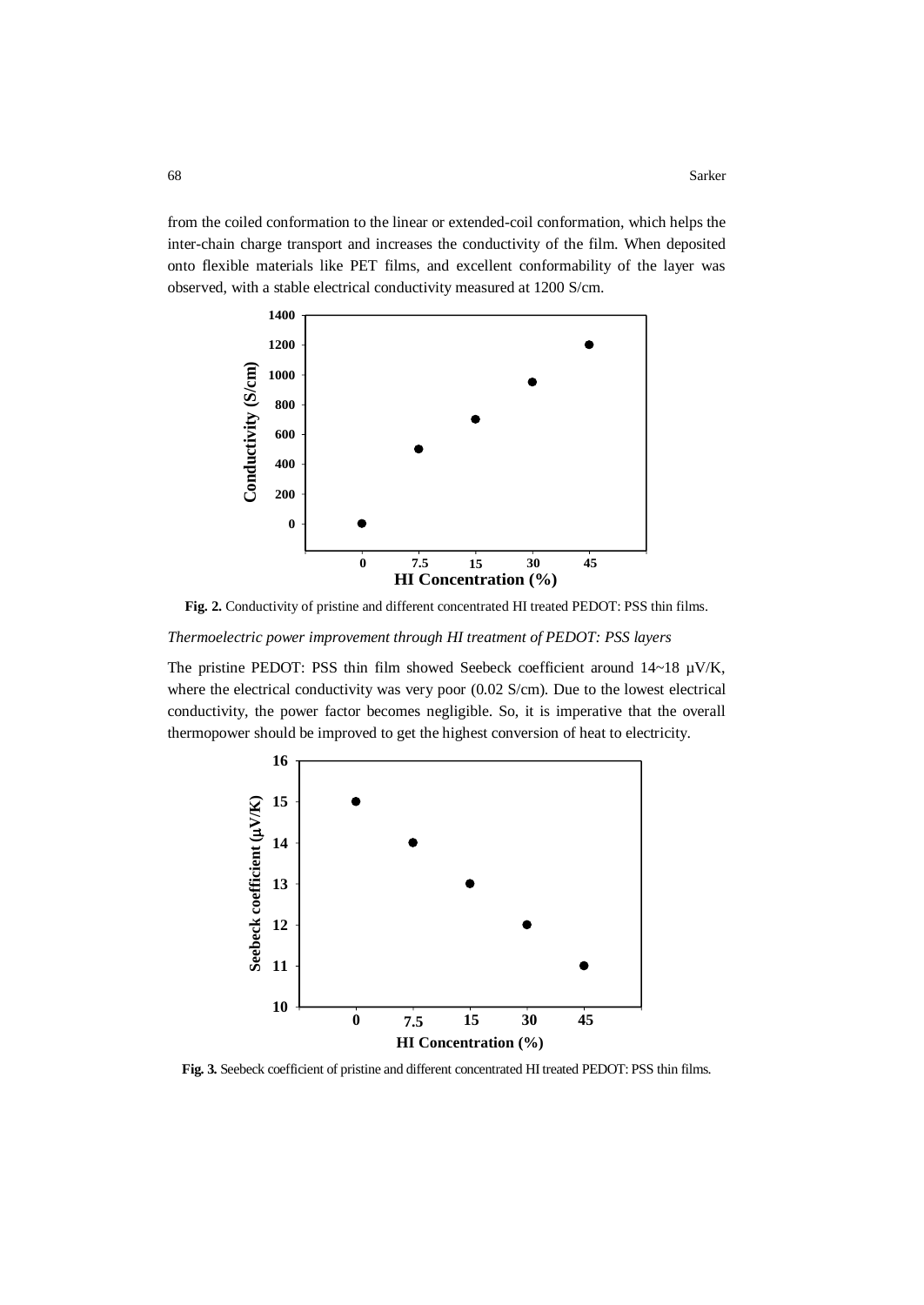from the coiled conformation to the linear or extended-coil conformation, which helps the inter-chain charge transport and increases the conductivity of the film. When deposited onto flexible materials like PET films, and excellent conformability of the layer was observed, with a stable electrical conductivity measured at 1200 S/cm.

**Fig. 2.** Conductivity of pristine and different concentrated HI treated PEDOT: PSS thin films.

*Thermoelectric power improvement through HI treatment of PEDOT: PSS layers*

The pristine PEDOT: PSS thin film showed Seebeck coefficient around 14~18 µV/K, where the electrical conductivity was very poor (0.02 S/cm). Due to the lowest electrical conductivity, the power factor becomes negligible. So, it is imperative that the overall thermopower should be improved to get the highest conversion of heat to electricity.

**Fig. 3.** Seebeck coefficient of pristine and different concentrated HI treated PEDOT: PSS thin films.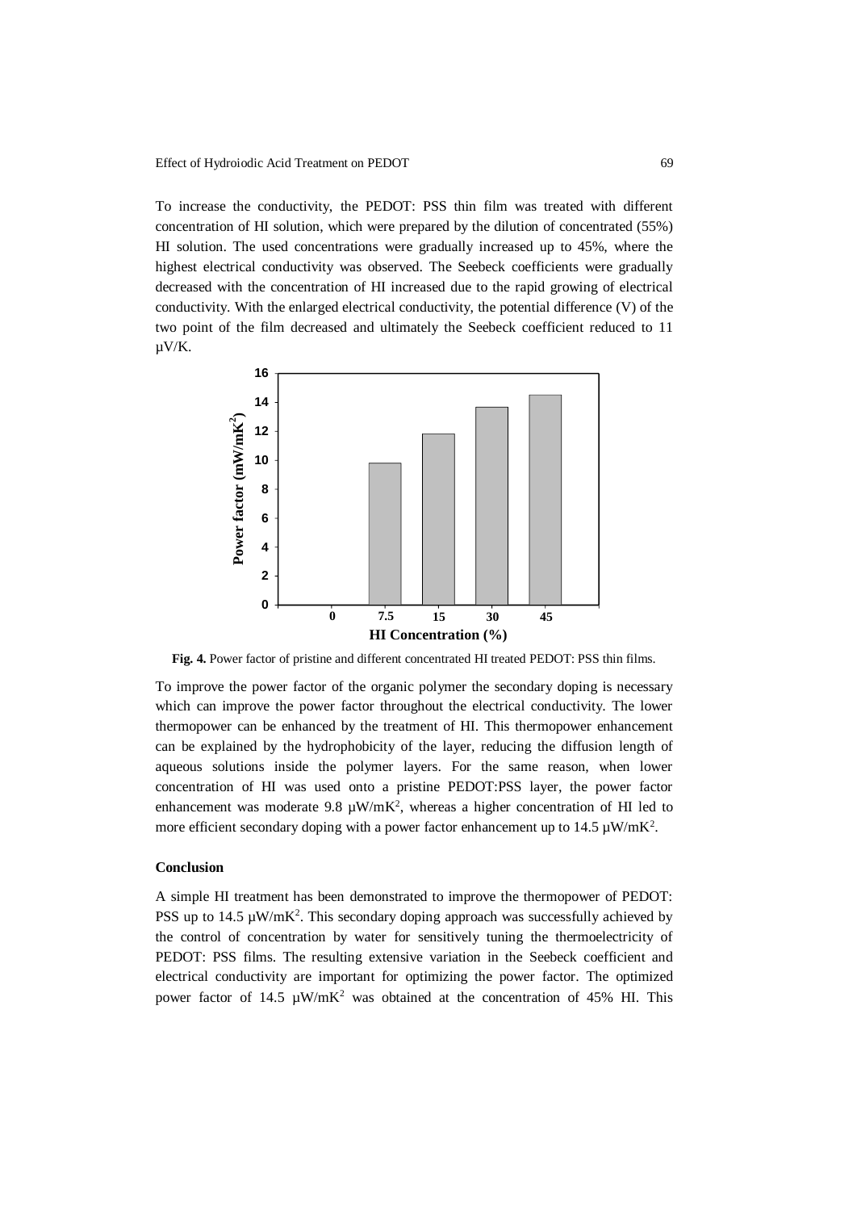To increase the conductivity, the PEDOT: PSS thin film was treated with different concentration of HI solution, which were prepared by the dilution of concentrated (55%) HI solution. The used concentrations were gradually increased up to 45%, where the highest electrical conductivity was observed. The Seebeck coefficients were gradually decreased with the concentration of HI increased due to the rapid growing of electrical conductivity. With the enlarged electrical conductivity, the potential difference (V) of the two point of the film decreased and ultimately the Seebeck coefficient reduced to 11 μV/K.

**Fig. 4.** Power factor of pristine and different concentrated HI treated PEDOT: PSS thin films.

To improve the power factor of the organic polymer the secondary doping is necessary which can improve the power factor throughout the electrical conductivity. The lower thermopower can be enhanced by the treatment of HI. This thermopower enhancement can be explained by the hydrophobicity of the layer, reducing the diffusion length of aqueous solutions inside the polymer layers. For the same reason, when lower concentration of HI was used onto a pristine PEDOT:PSS layer, the power factor enhancement was moderate 9.8 μW/mK$^2$, whereas a higher concentration of HI led to more efficient secondary doping with a power factor enhancement up to 14.5 μW/mK$^2$.

## Conclusion

A simple HI treatment has been demonstrated to improve the thermopower of PEDOT: PSS up to 14.5 μW/mK$^2$. This secondary doping approach was successfully achieved by the control of concentration by water for sensitively tuning the thermoelectricity of PEDOT: PSS films. The resulting extensive variation in the Seebeck coefficient and electrical conductivity are important for optimizing the power factor. The optimized power factor of 14.5 μW/mK$^2$ was obtained at the concentration of 45% HI. This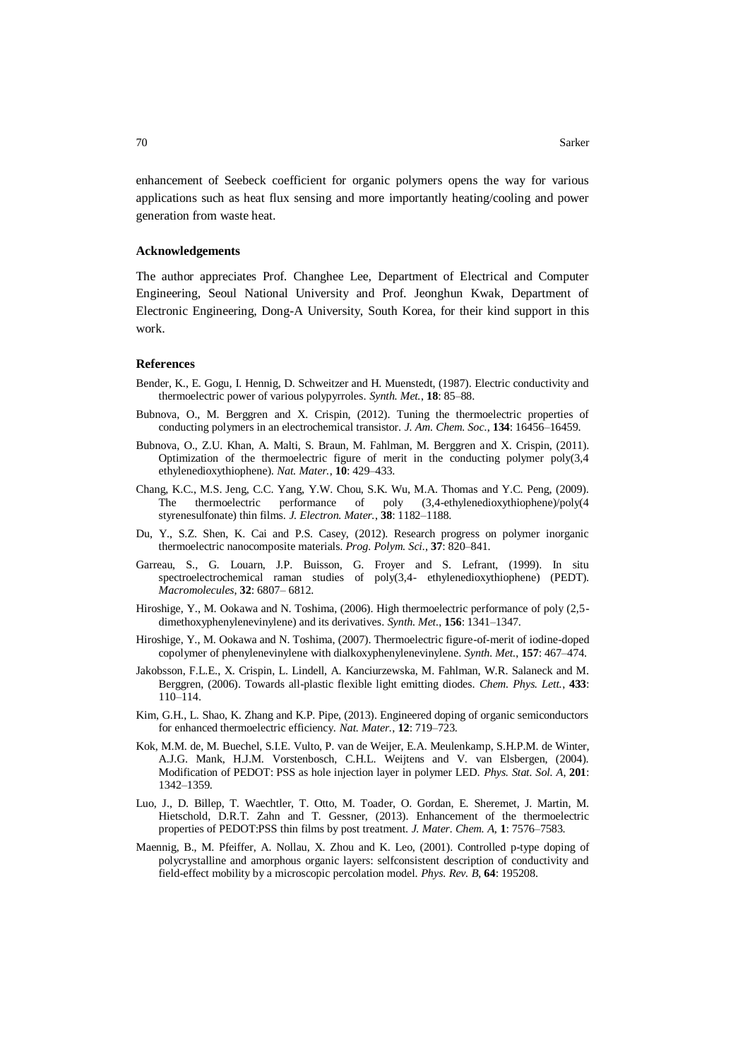enhancement of Seebeck coefficient for organic polymers opens the way for various applications such as heat flux sensing and more importantly heating/cooling and power generation from waste heat.

### Acknowledgements

The author appreciates Prof. Changhee Lee, Department of Electrical and Computer Engineering, Seoul National University and Prof. Jeonghun Kwak, Department of Electronic Engineering, Dong-A University, South Korea, for their kind support in this work.

### References

Bender, K., E. Gogu, I. Hennig, D. Schweitzer and H. Muenstedt, (1987). Electric conductivity and thermoelectric power of various polypyrroles. *Synth. Met.*, **18**: 85–88.

Bubnova, O., M. Berggren and X. Crispin, (2012). Tuning the thermoelectric properties of conducting polymers in an electrochemical transistor. *J. Am. Chem. Soc.*, **134**: 16456–16459.

Bubnova, O., Z.U. Khan, A. Malti, S. Braun, M. Fahlman, M. Berggren and X. Crispin, (2011). Optimization of the thermoelectric figure of merit in the conducting polymer poly(3,4 ethylenedioxythiophene). *Nat. Mater.*, **10**: 429–433.

Chang, K.C., M.S. Jeng, C.C. Yang, Y.W. Chou, S.K. Wu, M.A. Thomas and Y.C. Peng, (2009). The thermoelectric performance of poly (3,4-ethylenedioxythiophene)/poly(4 styrenesulfonate) thin films. *J. Electron. Mater.*, **38**: 1182–1188.

Du, Y., S.Z. Shen, K. Cai and P.S. Casey, (2012). Research progress on polymer inorganic thermoelectric nanocomposite materials. *Prog. Polym. Sci.*, **37**: 820–841.

Garreau, S., G. Louarn, J.P. Buisson, G. Froyer and S. Lefrant, (1999). In situ spectroelectrochemical raman studies of poly(3,4- ethylenedioxythiophene) (PEDT). *Macromolecules*, **32**: 6807– 6812.

Hiroshige, Y., M. Ookawa and N. Toshima, (2006). High thermoelectric performance of poly (2,5-dimethoxyphenylenevinylene) and its derivatives. *Synth. Met.*, **156**: 1341–1347.

Hiroshige, Y., M. Ookawa and N. Toshima, (2007). Thermoelectric figure-of-merit of iodine-doped copolymer of phenylenevinylene with dialkoxyphenylenevinylene. *Synth. Met.*, **157**: 467–474.

Jakobsson, F.L.E., X. Crispin, L. Lindell, A. Kanciurzewska, M. Fahlman, W.R. Salaneck and M. Berggren, (2006). Towards all-plastic flexible light emitting diodes. *Chem. Phys. Lett.*, **433**: 110–114.

Kim, G.H., L. Shao, K. Zhang and K.P. Pipe, (2013). Engineered doping of organic semiconductors for enhanced thermoelectric efficiency. *Nat. Mater.*, **12**: 719–723.

Kok, M.M. de, M. Buechel, S.I.E. Vulto, P. van de Weijer, E.A. Meulenkamp, S.H.P.M. de Winter, A.J.G. Mank, H.J.M. Vorstenbosch, C.H.L. Weijtens and V. van Elsbergen, (2004). Modification of PEDOT: PSS as hole injection layer in polymer LED. *Phys. Stat. Sol. A*, **201**: 1342–1359.

Luo, J., D. Billep, T. Waechtler, T. Otto, M. Toader, O. Gordan, E. Sheremet, J. Martin, M. Hietschold, D.R.T. Zahn and T. Gessner, (2013). Enhancement of the thermoelectric properties of PEDOT:PSS thin films by post treatment. *J. Mater. Chem. A*, **1**: 7576–7583.

Maennig, B., M. Pfeiffer, A. Nollau, X. Zhou and K. Leo, (2001). Controlled p-type doping of polycrystalline and amorphous organic layers: selfconsistent description of conductivity and field-effect mobility by a microscopic percolation model. *Phys. Rev. B*, **64**: 195208.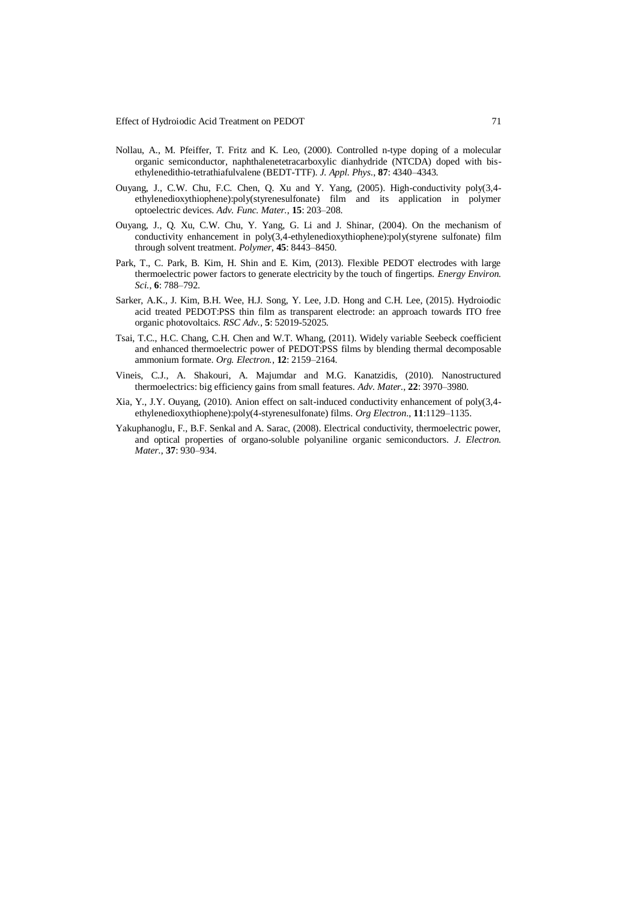Nollau, A., M. Pfeiffer, T. Fritz and K. Leo, (2000). Controlled n-type doping of a molecular organic semiconductor, naphthalenetetracarboxylic dianhydride (NTCDA) doped with bis-ethylenedithio-tetrathiafulvalene (BEDT-TTF). *J. Appl. Phys.*, **87**: 4340–4343.

Ouyang, J., C.W. Chu, F.C. Chen, Q. Xu and Y. Yang, (2005). High-conductivity poly(3,4-ethylenedioxythiophene):poly(styrenesulfonate) film and its application in polymer optoelectric devices. *Adv. Func. Mater.*, **15**: 203–208.

Ouyang, J., Q. Xu, C.W. Chu, Y. Yang, G. Li and J. Shinar, (2004). On the mechanism of conductivity enhancement in poly(3,4-ethylenedioxythiophene):poly(styrene sulfonate) film through solvent treatment. *Polymer*, **45**: 8443–8450.

Park, T., C. Park, B. Kim, H. Shin and E. Kim, (2013). Flexible PEDOT electrodes with large thermoelectric power factors to generate electricity by the touch of fingertips. *Energy Environ. Sci.*, **6**: 788–792.

Sarker, A.K., J. Kim, B.H. Wee, H.J. Song, Y. Lee, J.D. Hong and C.H. Lee, (2015). Hydroiodic acid treated PEDOT:PSS thin film as transparent electrode: an approach towards ITO free organic photovoltaics. *RSC Adv.*, **5**: 52019-52025.

Tsai, T.C., H.C. Chang, C.H. Chen and W.T. Whang, (2011). Widely variable Seebeck coefficient and enhanced thermoelectric power of PEDOT:PSS films by blending thermal decomposable ammonium formate. *Org. Electron.*, **12**: 2159–2164.

Vineis, C.J., A. Shakouri, A. Majumdar and M.G. Kanatzidis, (2010). Nanostructured thermoelectrics: big efficiency gains from small features. *Adv. Mater.*, **22**: 3970–3980.

Xia, Y., J.Y. Ouyang, (2010). Anion effect on salt-induced conductivity enhancement of poly(3,4-ethylenedioxythiophene):poly(4-styrenesulfonate) films. *Org Electron*., **11**:1129–1135.

Yakuphanoglu, F., B.F. Senkal and A. Sarac, (2008). Electrical conductivity, thermoelectric power, and optical properties of organo-soluble polyaniline organic semiconductors. *J. Electron. Mater.*, **37**: 930–934.